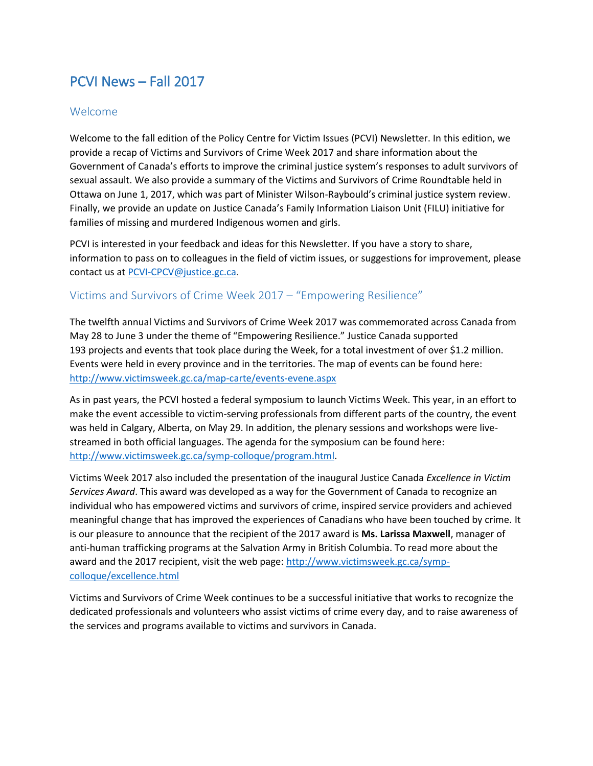# PCVI News – Fall 2017

## Welcome

Welcome to the fall edition of the Policy Centre for Victim Issues (PCVI) Newsletter. In this edition, we provide a recap of Victims and Survivors of Crime Week 2017 and share information about the Government of Canada's efforts to improve the criminal justice system's responses to adult survivors of sexual assault. We also provide a summary of the Victims and Survivors of Crime Roundtable held in Ottawa on June 1, 2017, which was part of Minister Wilson-Raybould's criminal justice system review. Finally, we provide an update on Justice Canada's Family Information Liaison Unit (FILU) initiative for families of missing and murdered Indigenous women and girls.

PCVI is interested in your feedback and ideas for this Newsletter. If you have a story to share, information to pass on to colleagues in the field of victim issues, or suggestions for improvement, please contact us at [PCVI-CPCV@justice.gc.ca](mailto:PCVI-CPCV@justice.gc.ca).

## Victims and Survivors of Crime Week 2017 – "Empowering Resilience"

The twelfth annual Victims and Survivors of Crime Week 2017 was commemorated across Canada from May 28 to June 3 under the theme of "Empowering Resilience." Justice Canada supported 193 projects and events that took place during the Week, for a total investment of over $1.2 million. Events were held in every province and in the territories. The map of events can be found here: [http://www.victimsweek.gc.ca/map-carte/events-evene.aspx](http://www.victimsweek.gc.ca/map-carte/events-evene.aspx)

As in past years, the PCVI hosted a federal symposium to launch Victims Week. This year, in an effort to make the event accessible to victim-serving professionals from different parts of the country, the event was held in Calgary, Alberta, on May 29. In addition, the plenary sessions and workshops were live-streamed in both official languages. The agenda for the symposium can be found here: [http://www.victimsweek.gc.ca/symp-colloque/program.html](http://www.victimsweek.gc.ca/symp-colloque/program.html).

Victims Week 2017 also included the presentation of the inaugural Justice Canada *Excellence in Victim Services Award*. This award was developed as a way for the Government of Canada to recognize an individual who has empowered victims and survivors of crime, inspired service providers and achieved meaningful change that has improved the experiences of Canadians who have been touched by crime. It is our pleasure to announce that the recipient of the 2017 award is **Ms. Larissa Maxwell**, manager of anti-human trafficking programs at the Salvation Army in British Columbia. To read more about the award and the 2017 recipient, visit the web page: [http://www.victimsweek.gc.ca/symp-colloque/excellence.html](http://www.victimsweek.gc.ca/symp-colloque/excellence.html)

Victims and Survivors of Crime Week continues to be a successful initiative that works to recognize the dedicated professionals and volunteers who assist victims of crime every day, and to raise awareness of the services and programs available to victims and survivors in Canada.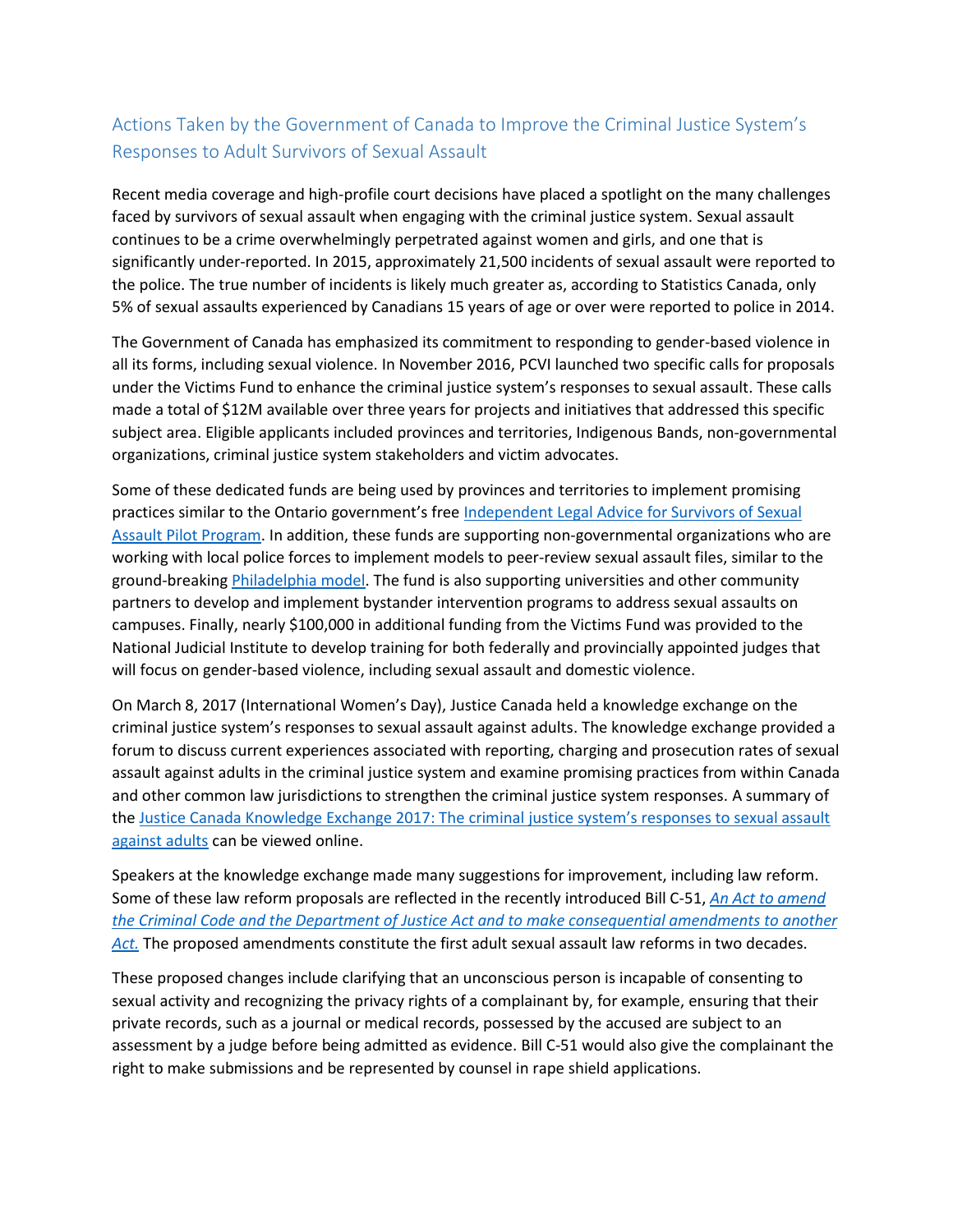## Actions Taken by the Government of Canada to Improve the Criminal Justice System's Responses to Adult Survivors of Sexual Assault

Recent media coverage and high-profile court decisions have placed a spotlight on the many challenges faced by survivors of sexual assault when engaging with the criminal justice system. Sexual assault continues to be a crime overwhelmingly perpetrated against women and girls, and one that is significantly under-reported. In 2015, approximately 21,500 incidents of sexual assault were reported to the police. The true number of incidents is likely much greater as, according to Statistics Canada, only 5% of sexual assaults experienced by Canadians 15 years of age or over were reported to police in 2014.

The Government of Canada has emphasized its commitment to responding to gender-based violence in all its forms, including sexual violence. In November 2016, PCVI launched two specific calls for proposals under the Victims Fund to enhance the criminal justice system's responses to sexual assault. These calls made a total of $12M available over three years for projects and initiatives that addressed this specific subject area. Eligible applicants included provinces and territories, Indigenous Bands, non-governmental organizations, criminal justice system stakeholders and victim advocates.

Some of these dedicated funds are being used by provinces and territories to implement promising practices similar to the Ontario government's free Independent Legal Advice for Survivors of Sexual Assault Pilot Program. In addition, these funds are supporting non-governmental organizations who are working with local police forces to implement models to peer-review sexual assault files, similar to the ground-breaking Philadelphia model. The fund is also supporting universities and other community partners to develop and implement bystander intervention programs to address sexual assaults on campuses. Finally, nearly $100,000 in additional funding from the Victims Fund was provided to the National Judicial Institute to develop training for both federally and provincially appointed judges that will focus on gender-based violence, including sexual assault and domestic violence.

On March 8, 2017 (International Women's Day), Justice Canada held a knowledge exchange on the criminal justice system's responses to sexual assault against adults. The knowledge exchange provided a forum to discuss current experiences associated with reporting, charging and prosecution rates of sexual assault against adults in the criminal justice system and examine promising practices from within Canada and other common law jurisdictions to strengthen the criminal justice system responses. A summary of the Justice Canada Knowledge Exchange 2017: The criminal justice system's responses to sexual assault against adults can be viewed online.

Speakers at the knowledge exchange made many suggestions for improvement, including law reform. Some of these law reform proposals are reflected in the recently introduced Bill C-51, *An Act to amend the Criminal Code and the Department of Justice Act and to make consequential amendments to another Act.* The proposed amendments constitute the first adult sexual assault law reforms in two decades.

These proposed changes include clarifying that an unconscious person is incapable of consenting to sexual activity and recognizing the privacy rights of a complainant by, for example, ensuring that their private records, such as a journal or medical records, possessed by the accused are subject to an assessment by a judge before being admitted as evidence. Bill C-51 would also give the complainant the right to make submissions and be represented by counsel in rape shield applications.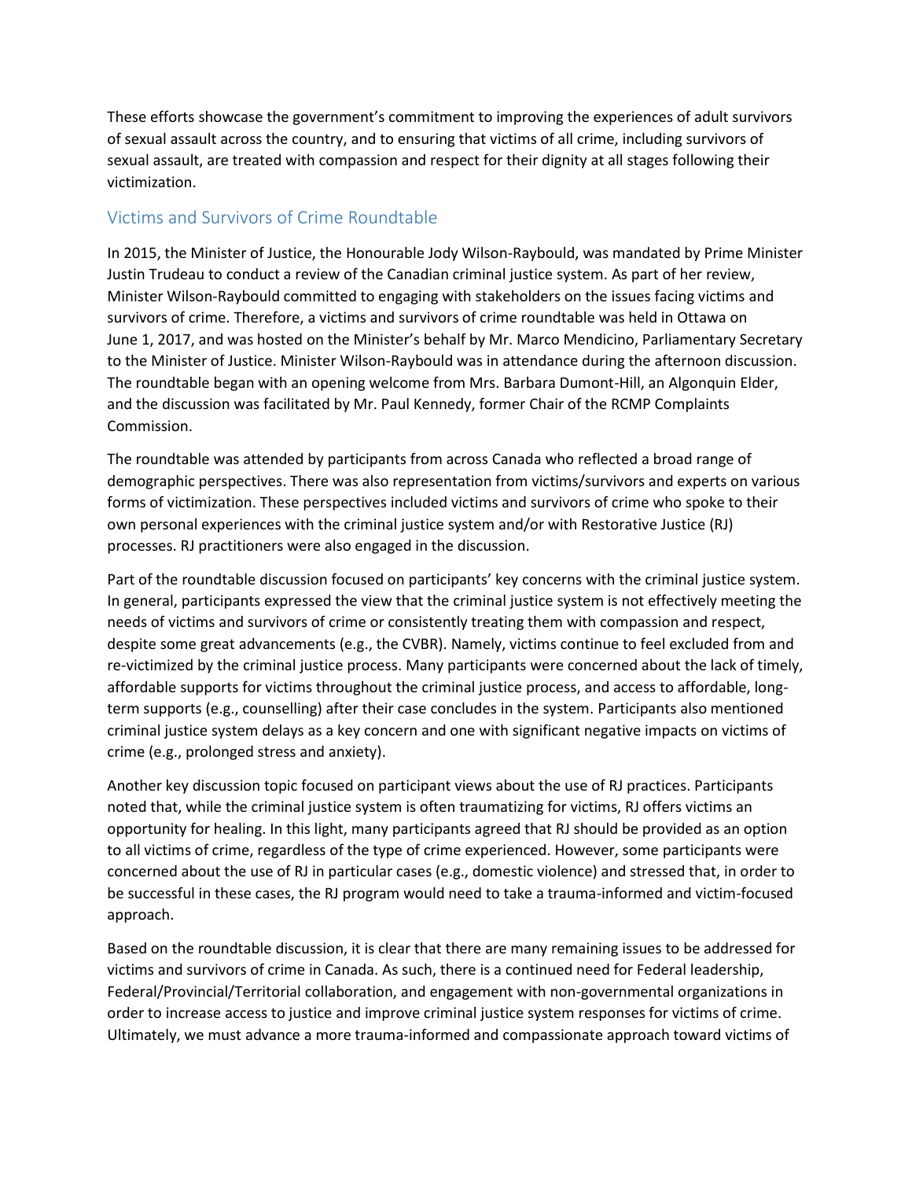These efforts showcase the government's commitment to improving the experiences of adult survivors of sexual assault across the country, and to ensuring that victims of all crime, including survivors of sexual assault, are treated with compassion and respect for their dignity at all stages following their victimization.

## Victims and Survivors of Crime Roundtable

In 2015, the Minister of Justice, the Honourable Jody Wilson-Raybould, was mandated by Prime Minister Justin Trudeau to conduct a review of the Canadian criminal justice system. As part of her review, Minister Wilson-Raybould committed to engaging with stakeholders on the issues facing victims and survivors of crime. Therefore, a victims and survivors of crime roundtable was held in Ottawa on June 1, 2017, and was hosted on the Minister's behalf by Mr. Marco Mendicino, Parliamentary Secretary to the Minister of Justice. Minister Wilson-Raybould was in attendance during the afternoon discussion. The roundtable began with an opening welcome from Mrs. Barbara Dumont-Hill, an Algonquin Elder, and the discussion was facilitated by Mr. Paul Kennedy, former Chair of the RCMP Complaints Commission.

The roundtable was attended by participants from across Canada who reflected a broad range of demographic perspectives. There was also representation from victims/survivors and experts on various forms of victimization. These perspectives included victims and survivors of crime who spoke to their own personal experiences with the criminal justice system and/or with Restorative Justice (RJ) processes. RJ practitioners were also engaged in the discussion.

Part of the roundtable discussion focused on participants' key concerns with the criminal justice system. In general, participants expressed the view that the criminal justice system is not effectively meeting the needs of victims and survivors of crime or consistently treating them with compassion and respect, despite some great advancements (e.g., the CVBR). Namely, victims continue to feel excluded from and re-victimized by the criminal justice process. Many participants were concerned about the lack of timely, affordable supports for victims throughout the criminal justice process, and access to affordable, long-term supports (e.g., counselling) after their case concludes in the system. Participants also mentioned criminal justice system delays as a key concern and one with significant negative impacts on victims of crime (e.g., prolonged stress and anxiety).

Another key discussion topic focused on participant views about the use of RJ practices. Participants noted that, while the criminal justice system is often traumatizing for victims, RJ offers victims an opportunity for healing. In this light, many participants agreed that RJ should be provided as an option to all victims of crime, regardless of the type of crime experienced. However, some participants were concerned about the use of RJ in particular cases (e.g., domestic violence) and stressed that, in order to be successful in these cases, the RJ program would need to take a trauma-informed and victim-focused approach.

Based on the roundtable discussion, it is clear that there are many remaining issues to be addressed for victims and survivors of crime in Canada. As such, there is a continued need for Federal leadership, Federal/Provincial/Territorial collaboration, and engagement with non-governmental organizations in order to increase access to justice and improve criminal justice system responses for victims of crime. Ultimately, we must advance a more trauma-informed and compassionate approach toward victims of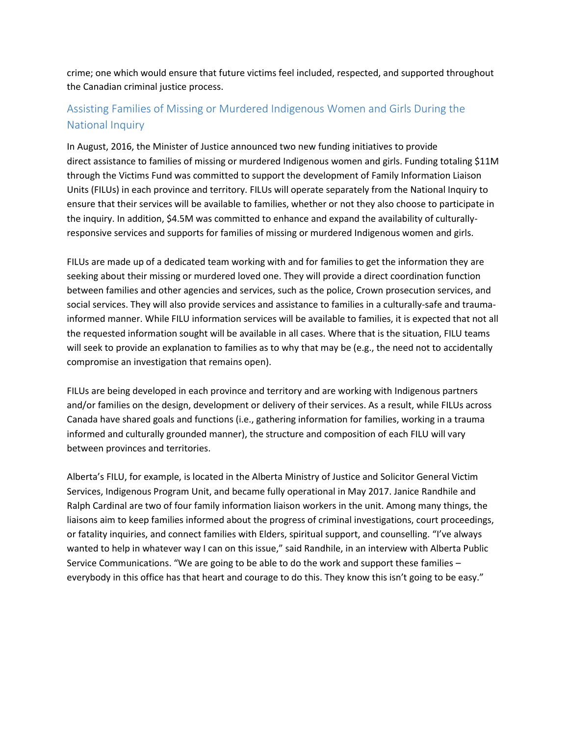crime; one which would ensure that future victims feel included, respected, and supported throughout the Canadian criminal justice process.

## Assisting Families of Missing or Murdered Indigenous Women and Girls During the National Inquiry

In August, 2016, the Minister of Justice announced two new funding initiatives to provide direct assistance to families of missing or murdered Indigenous women and girls. Funding totaling $11M through the Victims Fund was committed to support the development of Family Information Liaison Units (FILUs) in each province and territory. FILUs will operate separately from the National Inquiry to ensure that their services will be available to families, whether or not they also choose to participate in the inquiry. In addition, $4.5M was committed to enhance and expand the availability of culturally-responsive services and supports for families of missing or murdered Indigenous women and girls.

FILUs are made up of a dedicated team working with and for families to get the information they are seeking about their missing or murdered loved one. They will provide a direct coordination function between families and other agencies and services, such as the police, Crown prosecution services, and social services. They will also provide services and assistance to families in a culturally-safe and trauma-informed manner. While FILU information services will be available to families, it is expected that not all the requested information sought will be available in all cases. Where that is the situation, FILU teams will seek to provide an explanation to families as to why that may be (e.g., the need not to accidentally compromise an investigation that remains open).

FILUs are being developed in each province and territory and are working with Indigenous partners and/or families on the design, development or delivery of their services. As a result, while FILUs across Canada have shared goals and functions (i.e., gathering information for families, working in a trauma informed and culturally grounded manner), the structure and composition of each FILU will vary between provinces and territories.

Alberta's FILU, for example, is located in the Alberta Ministry of Justice and Solicitor General Victim Services, Indigenous Program Unit, and became fully operational in May 2017. Janice Randhile and Ralph Cardinal are two of four family information liaison workers in the unit. Among many things, the liaisons aim to keep families informed about the progress of criminal investigations, court proceedings, or fatality inquiries, and connect families with Elders, spiritual support, and counselling. "I've always wanted to help in whatever way I can on this issue," said Randhile, in an interview with Alberta Public Service Communications. "We are going to be able to do the work and support these families – everybody in this office has that heart and courage to do this. They know this isn't going to be easy."